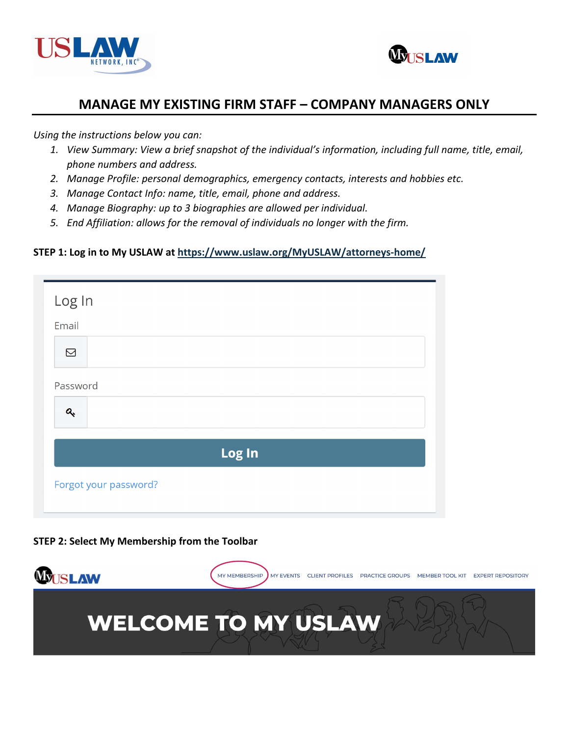# MANAGE MY EXISTING FIRM STAFF – COMPANY MANAGERS ONLY

*Using the instructions below you can:*

1. *View Summary: View a brief snapshot of the individual's information, including full name, title, email, phone numbers and address.*
2. *Manage Profile: personal demographics, emergency contacts, interests and hobbies etc.*
3. *Manage Contact Info: name, title, email, phone and address.*
4. *Manage Biography: up to 3 biographies are allowed per individual.*
5. *End Affiliation: allows for the removal of individuals no longer with the firm.*

**STEP 1: Log in to My USLAW at [https://www.uslaw.org/MyUSLAW/attorneys-home/](https://www.uslaw.org/MyUSLAW/attorneys-home/)**

Log In

Email

Password

Log In

Forgot your password?

**STEP 2: Select My Membership from the Toolbar**

MY MEMBERSHIP | MY EVENTS | CLIENT PROFILES | PRACTICE GROUPS | MEMBER TOOL KIT | EXPERT REPOSITORY

WELCOME TO MY USLAW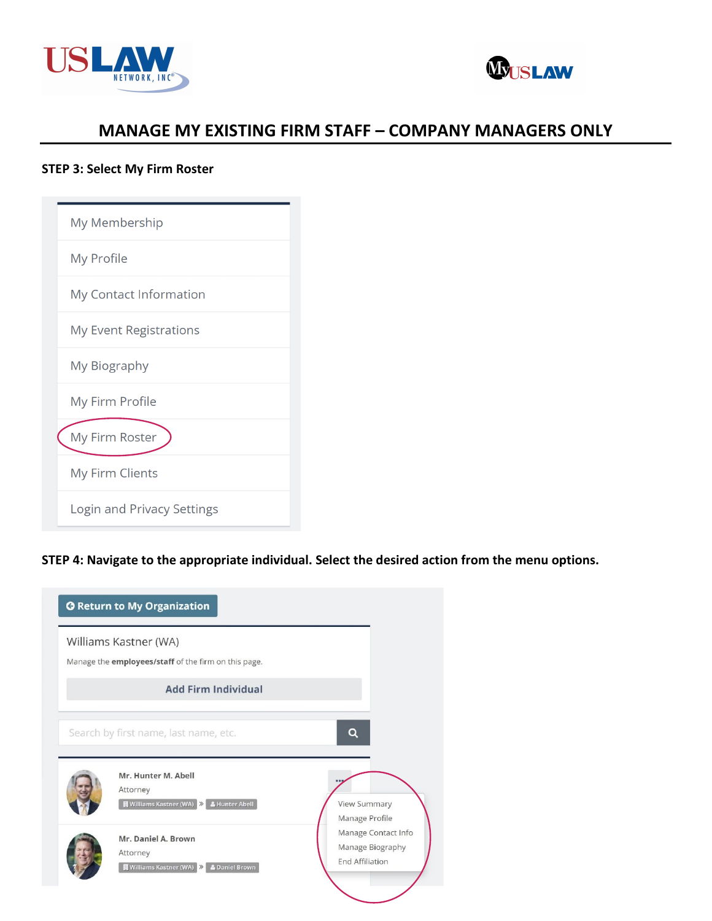# MANAGE MY EXISTING FIRM STAFF – COMPANY MANAGERS ONLY

**STEP 3: Select My Firm Roster**

- My Membership
- My Profile
- My Contact Information
- My Event Registrations
- My Biography
- My Firm Profile
- My Firm Roster
- My Firm Clients
- Login and Privacy Settings

**STEP 4: Navigate to the appropriate individual. Select the desired action from the menu options.**

Return to My Organization

Williams Kastner (WA)

Manage the **employees/staff** of the firm on this page.

Add Firm Individual

Search by first name, last name, etc.

Mr. Hunter M. Abell
Attorney
Williams Kastner (WA) » Hunter Abell

Mr. Daniel A. Brown
Attorney
Williams Kastner (WA) » Daniel Brown

- View Summary
- Manage Profile
- Manage Contact Info
- Manage Biography
- End Affiliation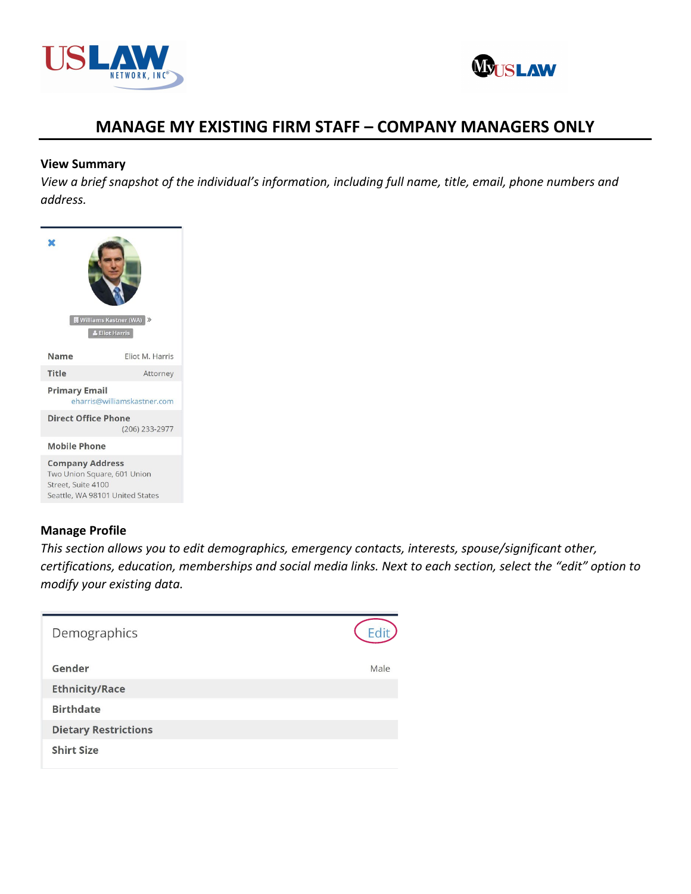# MANAGE MY EXISTING FIRM STAFF – COMPANY MANAGERS ONLY

**View Summary**

*View a brief snapshot of the individual's information, including full name, title, email, phone numbers and address.*

Williams Kastner (WA)

Eliot Harris

| | |
|---|---|
| **Name** | Eliot M. Harris |
| **Title** | Attorney |
| **Primary Email** | eharris@williamskastner.com |
| **Direct Office Phone** | (206) 233-2977 |
| **Mobile Phone** | |
| **Company Address** | Two Union Square, 601 Union Street, Suite 4100 Seattle, WA 98101 United States |

**Manage Profile**

*This section allows you to edit demographics, emergency contacts, interests, spouse/significant other, certifications, education, memberships and social media links. Next to each section, select the "edit" option to modify your existing data.*

Demographics — Edit

| | |
|---|---|
| **Gender** | Male |
| **Ethnicity/Race** | |
| **Birthdate** | |
| **Dietary Restrictions** | |
| **Shirt Size** | |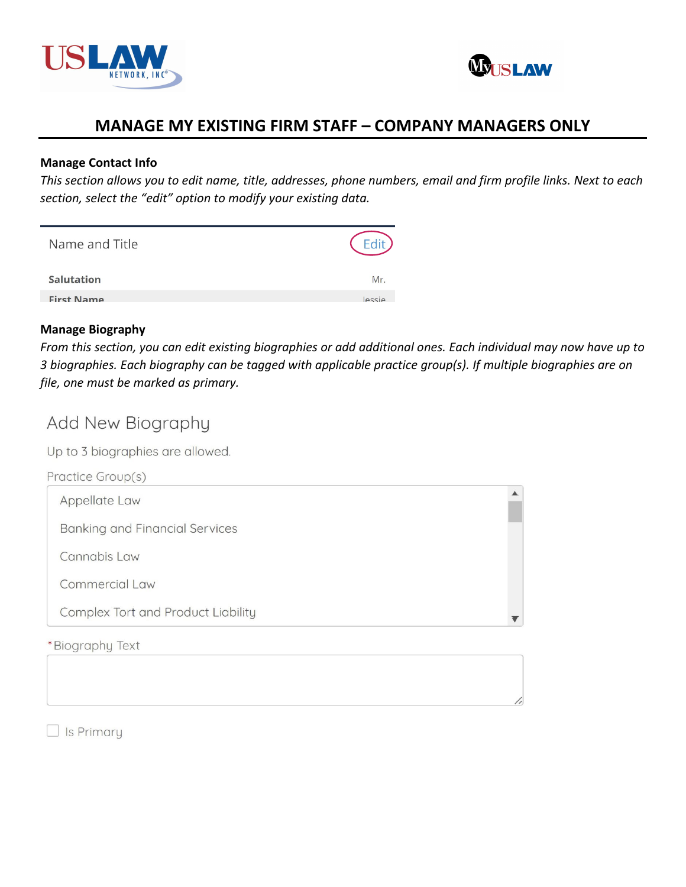# MANAGE MY EXISTING FIRM STAFF – COMPANY MANAGERS ONLY

**Manage Contact Info**

*This section allows you to edit name, title, addresses, phone numbers, email and firm profile links. Next to each section, select the "edit" option to modify your existing data.*

Name and Title Edit

| Salutation | Mr. |
|---|---|
| First Name | Jessie |

**Manage Biography**

*From this section, you can edit existing biographies or add additional ones. Each individual may now have up to 3 biographies. Each biography can be tagged with applicable practice group(s). If multiple biographies are on file, one must be marked as primary.*

Add New Biography

Up to 3 biographies are allowed.

Practice Group(s)

- Appellate Law
- Banking and Financial Services
- Cannabis Law
- Commercial Law
- Complex Tort and Product Liability

*Biography Text

Is Primary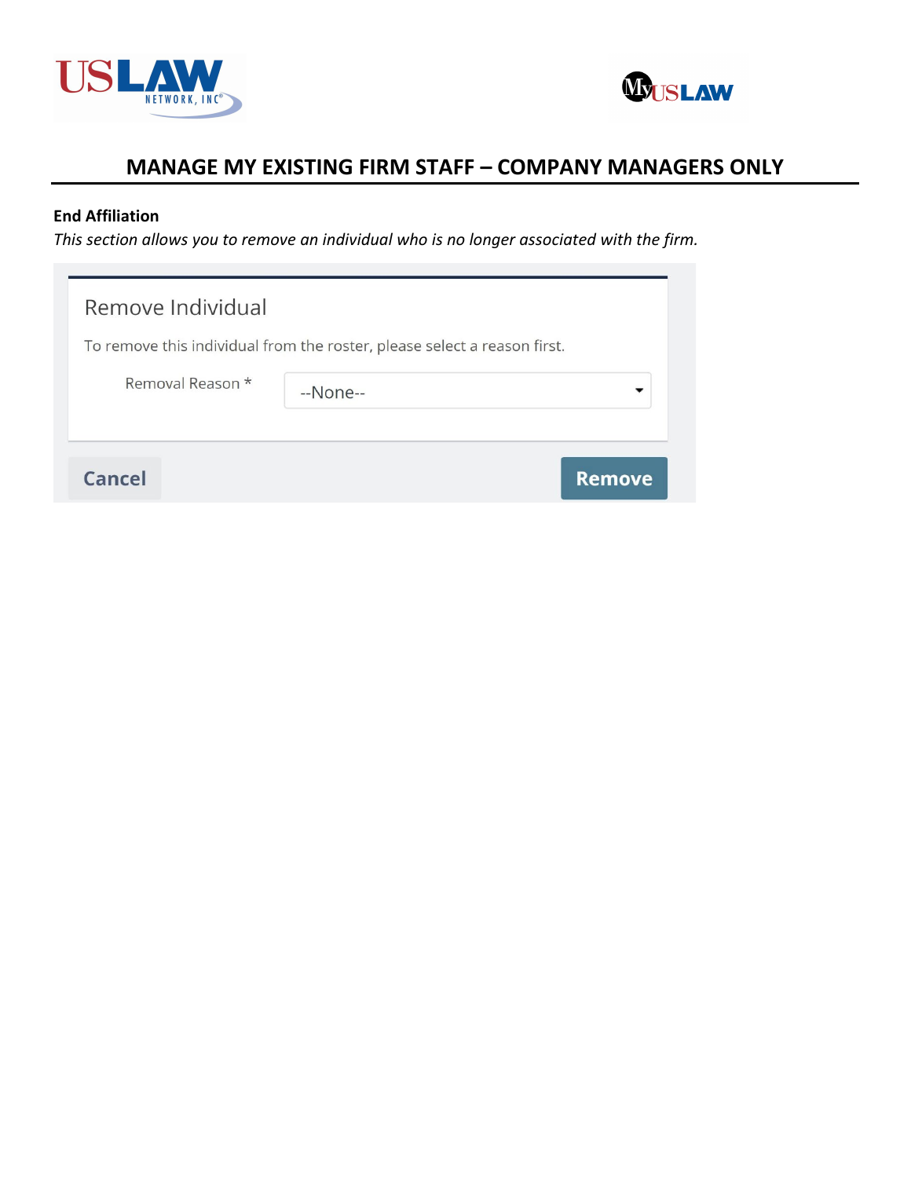# MANAGE MY EXISTING FIRM STAFF – COMPANY MANAGERS ONLY

**End Affiliation**

*This section allows you to remove an individual who is no longer associated with the firm.*

Remove Individual

To remove this individual from the roster, please select a reason first.

Removal Reason * --None--

Cancel Remove